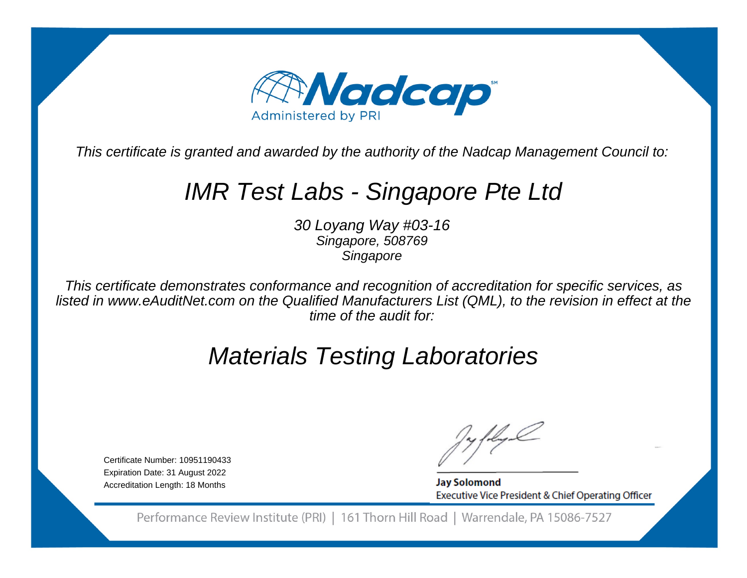Nadcap
Administered by PRI

*This certificate is granted and awarded by the authority of the Nadcap Management Council to:*

# *IMR Test Labs - Singapore Pte Ltd*

*30 Loyang Way #03-16*
*Singapore, 508769*
*Singapore*

*This certificate demonstrates conformance and recognition of accreditation for specific services, as listed in www.eAuditNet.com on the Qualified Manufacturers List (QML), to the revision in effect at the time of the audit for:*

# *Materials Testing Laboratories*

Certificate Number: 10951190433
Expiration Date: 31 August 2022
Accreditation Length: 18 Months

**Jay Solomond**
Executive Vice President & Chief Operating Officer

Performance Review Institute (PRI) | 161 Thorn Hill Road | Warrendale, PA 15086-7527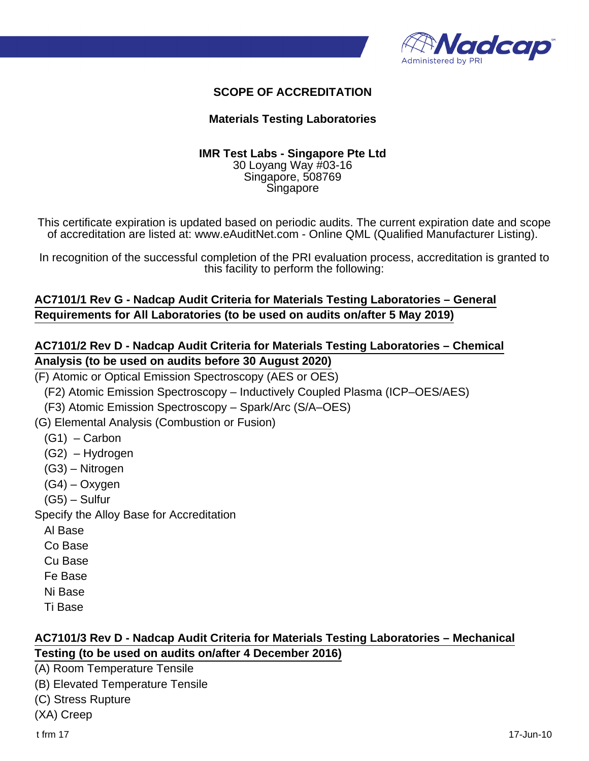# SCOPE OF ACCREDITATION

## Materials Testing Laboratories

**IMR Test Labs - Singapore Pte Ltd**
30 Loyang Way #03-16
Singapore, 508769
Singapore

This certificate expiration is updated based on periodic audits. The current expiration date and scope of accreditation are listed at: www.eAuditNet.com - Online QML (Qualified Manufacturer Listing).

In recognition of the successful completion of the PRI evaluation process, accreditation is granted to this facility to perform the following:

### AC7101/1 Rev G - Nadcap Audit Criteria for Materials Testing Laboratories – General Requirements for All Laboratories (to be used on audits on/after 5 May 2019)

### AC7101/2 Rev D - Nadcap Audit Criteria for Materials Testing Laboratories – Chemical Analysis (to be used on audits before 30 August 2020)

(F) Atomic or Optical Emission Spectroscopy (AES or OES)
- (F2) Atomic Emission Spectroscopy – Inductively Coupled Plasma (ICP–OES/AES)
- (F3) Atomic Emission Spectroscopy – Spark/Arc (S/A–OES)

(G) Elemental Analysis (Combustion or Fusion)
- (G1) – Carbon
- (G2) – Hydrogen
- (G3) – Nitrogen
- (G4) – Oxygen
- (G5) – Sulfur

Specify the Alloy Base for Accreditation
- Al Base
- Co Base
- Cu Base
- Fe Base
- Ni Base
- Ti Base

### AC7101/3 Rev D - Nadcap Audit Criteria for Materials Testing Laboratories – Mechanical Testing (to be used on audits on/after 4 December 2016)

(A) Room Temperature Tensile
(B) Elevated Temperature Tensile
(C) Stress Rupture
(XA) Creep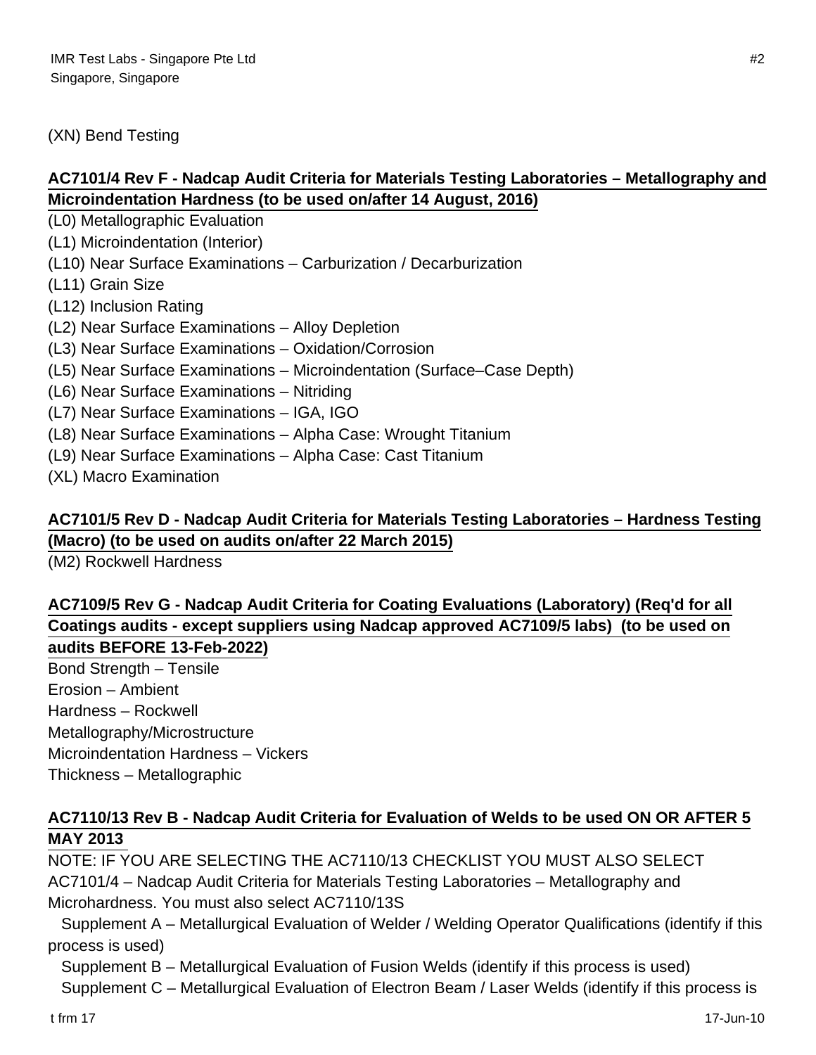(XN) Bend Testing

**AC7101/4 Rev F - Nadcap Audit Criteria for Materials Testing Laboratories – Metallography and Microindentation Hardness (to be used on/after 14 August, 2016)**

(L0) Metallographic Evaluation
(L1) Microindentation (Interior)
(L10) Near Surface Examinations – Carburization / Decarburization
(L11) Grain Size
(L12) Inclusion Rating
(L2) Near Surface Examinations – Alloy Depletion
(L3) Near Surface Examinations – Oxidation/Corrosion
(L5) Near Surface Examinations – Microindentation (Surface–Case Depth)
(L6) Near Surface Examinations – Nitriding
(L7) Near Surface Examinations – IGA, IGO
(L8) Near Surface Examinations – Alpha Case: Wrought Titanium
(L9) Near Surface Examinations – Alpha Case: Cast Titanium
(XL) Macro Examination

**AC7101/5 Rev D - Nadcap Audit Criteria for Materials Testing Laboratories – Hardness Testing (Macro) (to be used on audits on/after 22 March 2015)**

(M2) Rockwell Hardness

**AC7109/5 Rev G - Nadcap Audit Criteria for Coating Evaluations (Laboratory) (Req'd for all Coatings audits - except suppliers using Nadcap approved AC7109/5 labs) (to be used on audits BEFORE 13-Feb-2022)**

Bond Strength – Tensile
Erosion – Ambient
Hardness – Rockwell
Metallography/Microstructure
Microindentation Hardness – Vickers
Thickness – Metallographic

**AC7110/13 Rev B - Nadcap Audit Criteria for Evaluation of Welds to be used ON OR AFTER 5 MAY 2013**

NOTE: IF YOU ARE SELECTING THE AC7110/13 CHECKLIST YOU MUST ALSO SELECT AC7101/4 – Nadcap Audit Criteria for Materials Testing Laboratories – Metallography and Microhardness. You must also select AC7110/13S

Supplement A – Metallurgical Evaluation of Welder / Welding Operator Qualifications (identify if this process is used)

Supplement B – Metallurgical Evaluation of Fusion Welds (identify if this process is used)

Supplement C – Metallurgical Evaluation of Electron Beam / Laser Welds (identify if this process is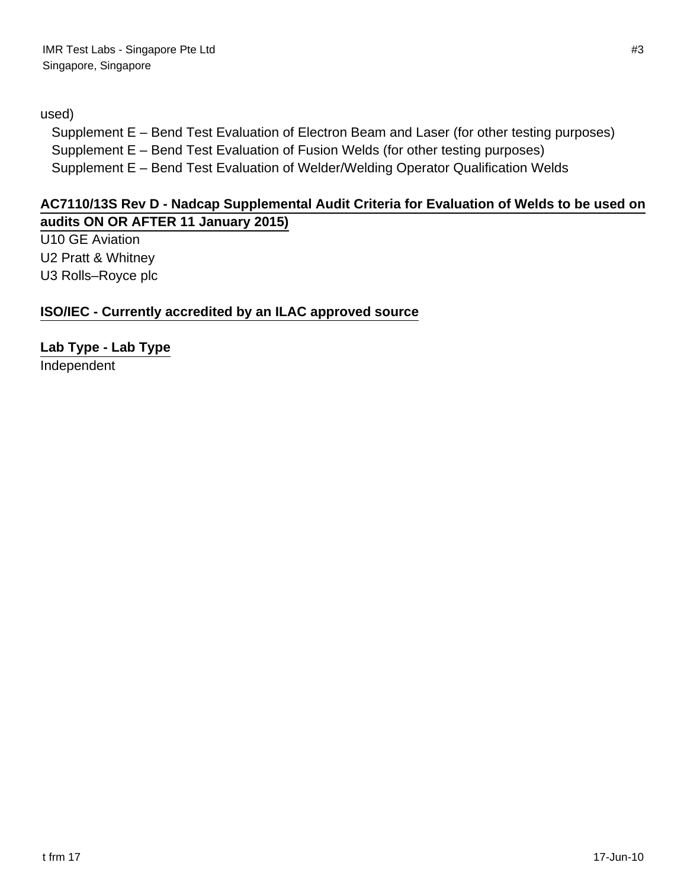used)

Supplement E – Bend Test Evaluation of Electron Beam and Laser (for other testing purposes)
Supplement E – Bend Test Evaluation of Fusion Welds (for other testing purposes)
Supplement E – Bend Test Evaluation of Welder/Welding Operator Qualification Welds

**AC7110/13S Rev D - Nadcap Supplemental Audit Criteria for Evaluation of Welds to be used on audits ON OR AFTER 11 January 2015)**

U10 GE Aviation
U2 Pratt & Whitney
U3 Rolls–Royce plc

**ISO/IEC - Currently accredited by an ILAC approved source**

**Lab Type - Lab Type**

Independent